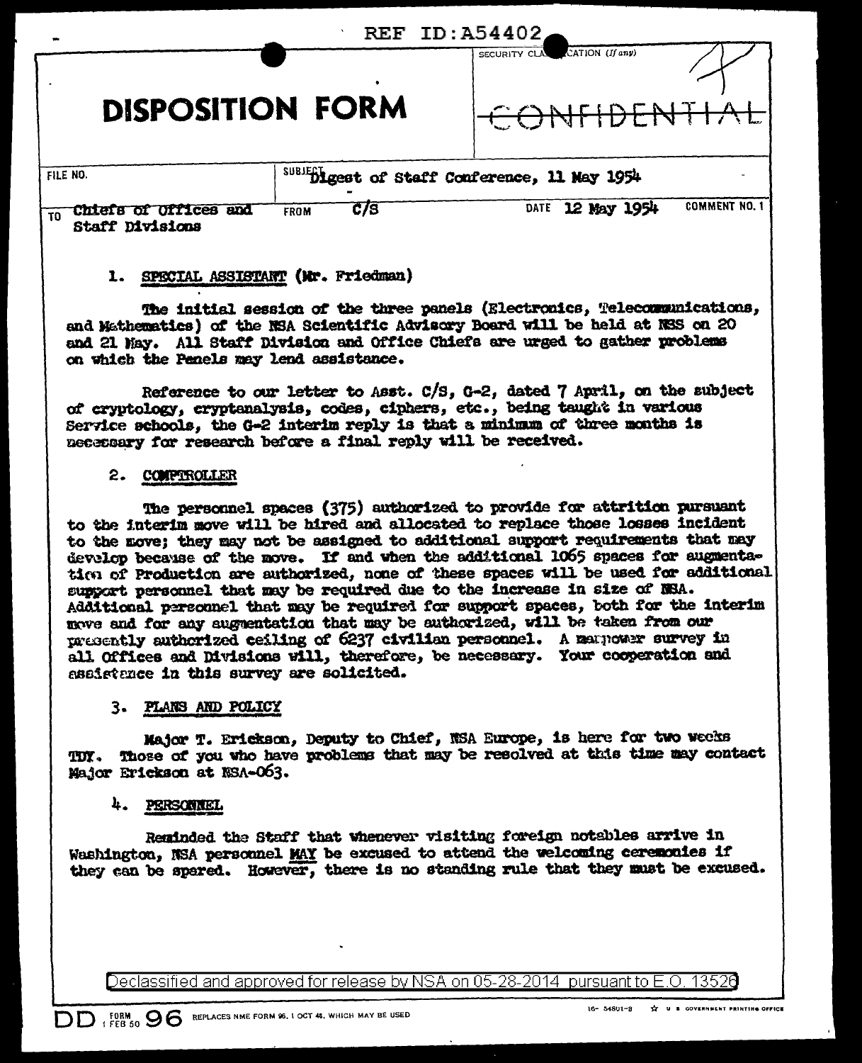REF ID:A54402

# DISPOSITION FORM

SECURITY CLASSIFICATION (If any)

~~CONFIDENTIAL~~

FILE NO.

SUBJECT Digest of Staff Conference, 11 May 1954

TO Chiefs of Offices and Staff Divisions

FROM C/S

DATE 12 May 1954

COMMENT NO. 1

1. SPECIAL ASSISTANT (Mr. Friedman)

The initial session of the three panels (Electronics, Telecommunications, and Mathematics) of the NSA Scientific Advisory Board will be held at NSS on 20 and 21 May. All Staff Division and Office Chiefs are urged to gather problems on which the Panels may lend assistance.

Reference to our letter to Asst. C/S, G-2, dated 7 April, on the subject of cryptology, cryptanalysis, codes, ciphers, etc., being taught in various Service schools, the G-2 interim reply is that a minimum of three months is necessary for research before a final reply will be received.

2. COMPTROLLER

The personnel spaces (375) authorized to provide for attrition pursuant to the interim move will be hired and allocated to replace those losses incident to the move; they may not be assigned to additional support requirements that may develop because of the move. If and when the additional 1065 spaces for augmentation of Production are authorized, none of these spaces will be used for additional support personnel that may be required due to the increase in size of NSA. Additional personnel that may be required for support spaces, both for the interim move and for any augmentation that may be authorized, will be taken from our presently authorized ceiling of 6237 civilian personnel. A manpower survey in all Offices and Divisions will, therefore, be necessary. Your cooperation and assistance in this survey are solicited.

3. PLANS AND POLICY

Major T. Erickson, Deputy to Chief, NSA Europe, is here for two weeks TDY. Those of you who have problems that may be resolved at this time may contact Major Erickson at NSA-063.

4. PERSONNEL

Reminded the Staff that whenever visiting foreign notables arrive in Washington, NSA personnel MAY be excused to attend the welcoming ceremonies if they can be spared. However, there is no standing rule that they must be excused.

Declassified and approved for release by NSA on 05-28-2014 pursuant to E.O. 13526

DD FORM 1 FEB 50 96 REPLACES NME FORM 96, 1 OCT 48, WHICH MAY BE USED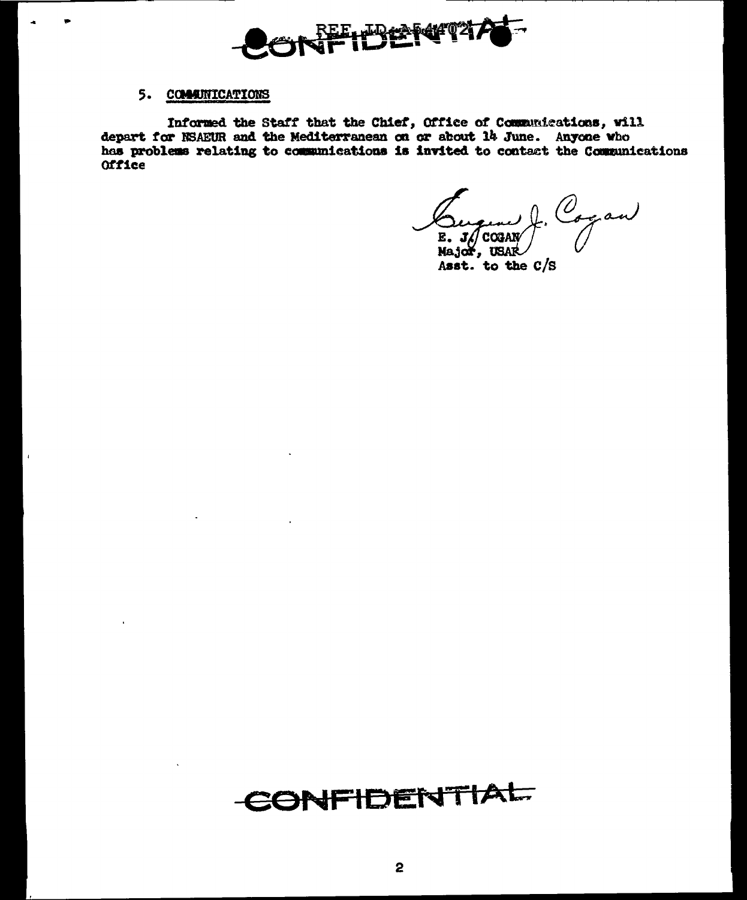CONFIDENTIAL

5. COMMUNICATIONS

Informed the Staff that the Chief, Office of Communications, will depart for NSAEUR and the Mediterranean on or about 14 June. Anyone who has problems relating to communications is invited to contact the Communications Office

Eugene J. Cogan
E. J. COGAN
Major, USAF
Asst. to the C/S

CONFIDENTIAL